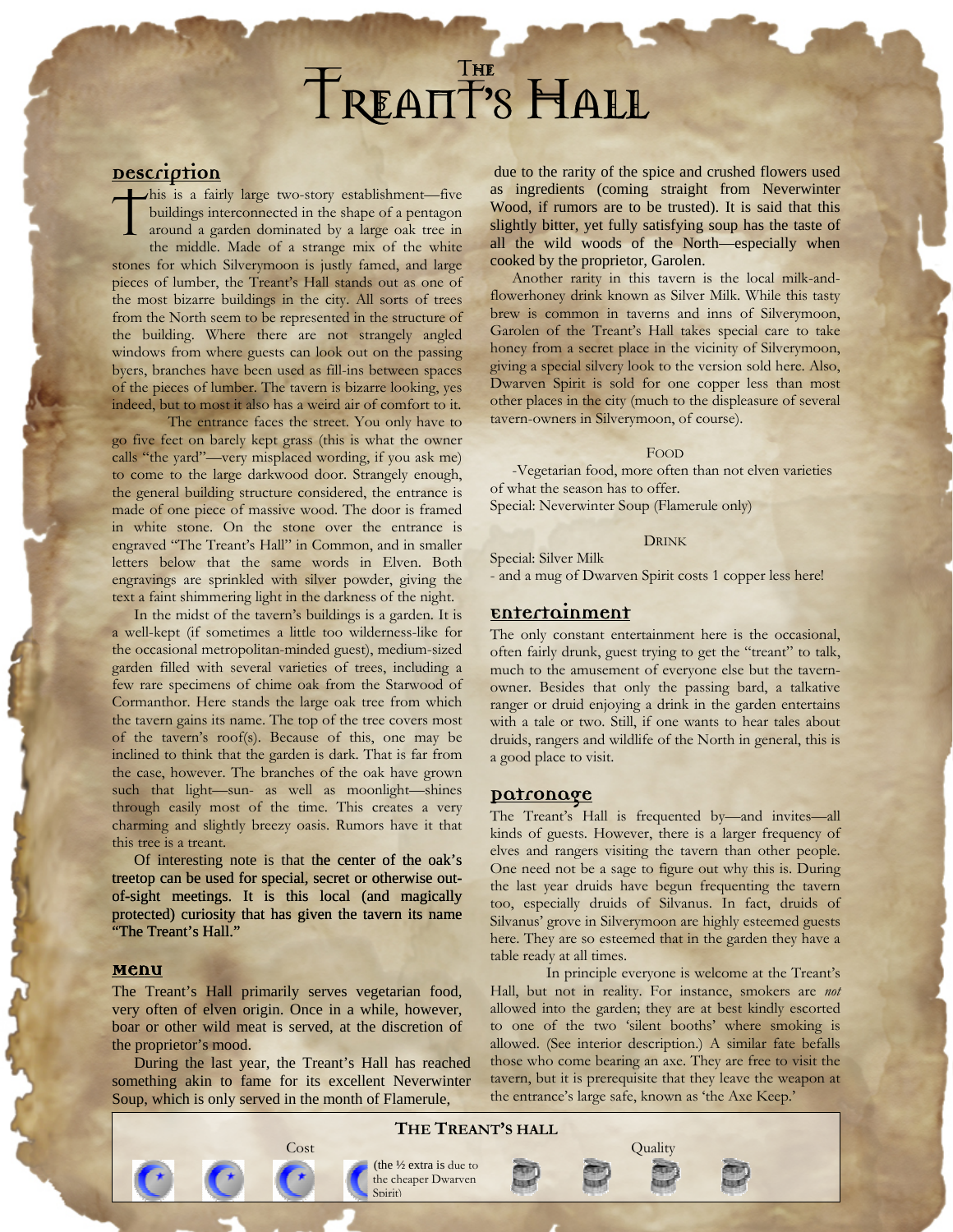# The Treant's Hall

## Description

This is a fairly large two-story establishment—five buildings interconnected in the shape of a pentagon around a garden dominated by a large oak tree in the middle. Made of a strange mix of the white stones for which Silverymoon is justly famed, and large pieces of lumber, the Treant's Hall stands out as one of the most bizarre buildings in the city. All sorts of trees from the North seem to be represented in the structure of the building. Where there are not strangely angled windows from where guests can look out on the passing byers, branches have been used as fill-ins between spaces of the pieces of lumber. The tavern is bizarre looking, yes indeed, but to most it also has a weird air of comfort to it.

The entrance faces the street. You only have to go five feet on barely kept grass (this is what the owner calls "the yard"—very misplaced wording, if you ask me) to come to the large darkwood door. Strangely enough, the general building structure considered, the entrance is made of one piece of massive wood. The door is framed in white stone. On the stone over the entrance is engraved "The Treant's Hall" in Common, and in smaller letters below that the same words in Elven. Both engravings are sprinkled with silver powder, giving the text a faint shimmering light in the darkness of the night.

In the midst of the tavern's buildings is a garden. It is a well-kept (if sometimes a little too wilderness-like for the occasional metropolitan-minded guest), medium-sized garden filled with several varieties of trees, including a few rare specimens of chime oak from the Starwood of Cormanthor. Here stands the large oak tree from which the tavern gains its name. The top of the tree covers most of the tavern's roof(s). Because of this, one may be inclined to think that the garden is dark. That is far from the case, however. The branches of the oak have grown such that light—sun- as well as moonlight—shines through easily most of the time. This creates a very charming and slightly breezy oasis. Rumors have it that this tree is a treant.

Of interesting note is that the center of the oak's treetop can be used for special, secret or otherwise out-of-sight meetings. It is this local (and magically protected) curiosity that has given the tavern its name "The Treant's Hall."

## Menu

The Treant's Hall primarily serves vegetarian food, very often of elven origin. Once in a while, however, boar or other wild meat is served, at the discretion of the proprietor's mood.

During the last year, the Treant's Hall has reached something akin to fame for its excellent Neverwinter Soup, which is only served in the month of Flamerule, due to the rarity of the spice and crushed flowers used as ingredients (coming straight from Neverwinter Wood, if rumors are to be trusted). It is said that this slightly bitter, yet fully satisfying soup has the taste of all the wild woods of the North—especially when cooked by the proprietor, Garolen.

Another rarity in this tavern is the local milk-and-flowerhoney drink known as Silver Milk. While this tasty brew is common in taverns and inns of Silverymoon, Garolen of the Treant's Hall takes special care to take honey from a secret place in the vicinity of Silverymoon, giving a special silvery look to the version sold here. Also, Dwarven Spirit is sold for one copper less than most other places in the city (much to the displeasure of several tavern-owners in Silverymoon, of course).

**Food**

-Vegetarian food, more often than not elven varieties of what the season has to offer.
Special: Neverwinter Soup (Flamerule only)

**Drink**

Special: Silver Milk
- and a mug of Dwarven Spirit costs 1 copper less here!

## Entertainment

The only constant entertainment here is the occasional, often fairly drunk, guest trying to get the "treant" to talk, much to the amusement of everyone else but the tavern-owner. Besides that only the passing bard, a talkative ranger or druid enjoying a drink in the garden entertains with a tale or two. Still, if one wants to hear tales about druids, rangers and wildlife of the North in general, this is a good place to visit.

## Patronage

The Treant's Hall is frequented by—and invites—all kinds of guests. However, there is a larger frequency of elves and rangers visiting the tavern than other people. One need not be a sage to figure out why this is. During the last year druids have begun frequenting the tavern too, especially druids of Silvanus. In fact, druids of Silvanus' grove in Silverymoon are highly esteemed guests here. They are so esteemed that in the garden they have a table ready at all times.

In principle everyone is welcome at the Treant's Hall, but not in reality. For instance, smokers are *not* allowed into the garden; they are at best kindly escorted to one of the two 'silent booths' where smoking is allowed. (See interior description.) A similar fate befalls those who come bearing an axe. They are free to visit the tavern, but it is prerequisite that they leave the weapon at the entrance's large safe, known as 'the Axe Keep.'

**The Treant's Hall**

Cost: 3½ (the ½ extra is due to the cheaper Dwarven Spirit)

Quality: 4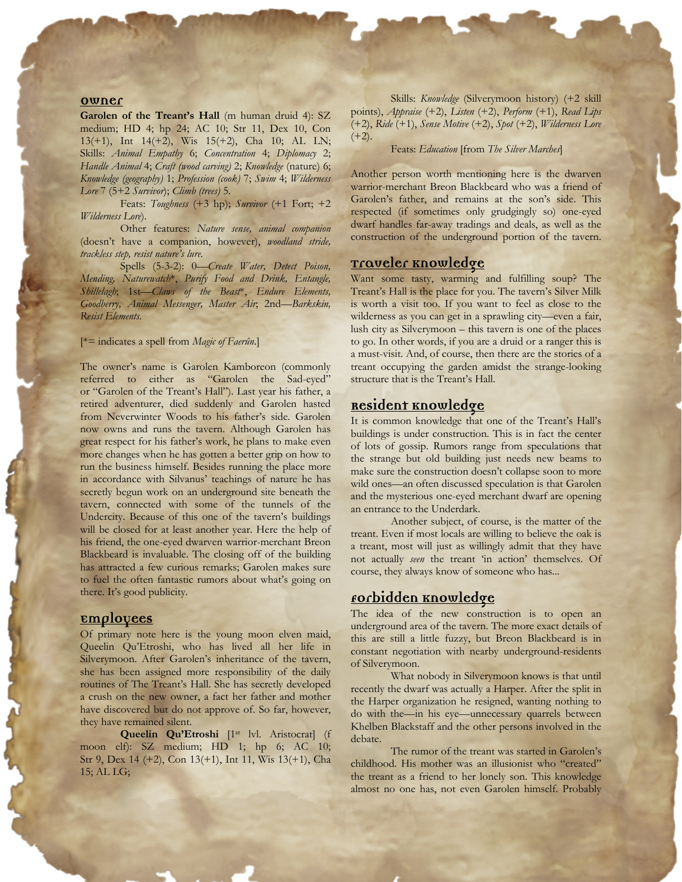## Owner

**Garolen of the Treant's Hall** (m human druid 4): SZ medium; HD 4; hp 24; AC 10; Str 11, Dex 10, Con 13(+1), Int 14(+2), Wis 15(+2), Cha 10; AL LN; Skills: *Animal Empathy* 6; *Concentration* 4; *Diplomacy* 2; *Handle Animal* 4; *Craft (wood carving)* 2; *Knowledge* (nature) 6; *Knowledge (geography)* 1; *Profession (cook)* 7; *Swim* 4; *Wilderness Lore* 7 (5+2 *Survivor*); *Climb (trees)* 5.

Feats: *Toughness* (+3 hp); *Survivor* (+1 Fort; +2 *Wilderness Lore*).

Other features: *Nature sense, animal companion* (doesn't have a companion, however), *woodland stride, trackless step, resist nature's lure.*

Spells (5-3-2): 0—*Create Water, Detect Poison, Mending, Naturewatch*\*, *Purify Food and Drink, Entangle, Shillelagh*; 1st—*Claws of the Beast*\*, *Endure Elements, Goodberry, Animal Messenger, Master Air*; 2nd—*Barkskin, Resist Elements.*

[*= indicates a spell from *Magic of Faerûn*.]

The owner's name is Garolen Kamboreon (commonly referred to either as "Garolen the Sad-eyed" or "Garolen of the Treant's Hall"). Last year his father, a retired adventurer, died suddenly and Garolen hasted from Neverwinter Woods to his father's side. Garolen now owns and runs the tavern. Although Garolen has great respect for his father's work, he plans to make even more changes when he has gotten a better grip on how to run the business himself. Besides running the place more in accordance with Silvanus' teachings of nature he has secretly begun work on an underground site beneath the tavern, connected with some of the tunnels of the Undercity. Because of this one of the tavern's buildings will be closed for at least another year. Here the help of his friend, the one-eyed dwarven warrior-merchant Breon Blackbeard is invaluable. The closing off of the building has attracted a few curious remarks; Garolen makes sure to fuel the often fantastic rumors about what's going on there. It's good publicity.

## Employees

Of primary note here is the young moon elven maid, Queelin Qu'Etroshi, who has lived all her life in Silverymoon. After Garolen's inheritance of the tavern, she has been assigned more responsibility of the daily routines of The Treant's Hall. She has secretly developed a crush on the new owner, a fact her father and mother have discovered but do not approve of. So far, however, they have remained silent.

**Queelin Qu'Etroshi** [1st lvl. Aristocrat] (f moon elf): SZ medium; HD 1; hp 6; AC 10; Str 9, Dex 14 (+2), Con 13(+1), Int 11, Wis 13(+1), Cha 15; AL LG;

Skills: *Knowledge* (Silverymoon history) (+2 skill points), *Appraise* (+2), *Listen* (+2), *Perform* (+1), *Read Lips* (+2), *Ride* (+1), *Sense Motive* (+2), *Spot* (+2), *Wilderness Lore* (+2).

Feats: *Education* [from *The Silver Marches*]

Another person worth mentioning here is the dwarven warrior-merchant Breon Blackbeard who was a friend of Garolen's father, and remains at the son's side. This respected (if sometimes only grudgingly so) one-eyed dwarf handles far-away tradings and deals, as well as the construction of the underground portion of the tavern.

## Traveler Knowledge

Want some tasty, warming and fulfilling soup? The Treant's Hall is the place for you. The tavern's Silver Milk is worth a visit too. If you want to feel as close to the wilderness as you can get in a sprawling city—even a fair, lush city as Silverymoon – this tavern is one of the places to go. In other words, if you are a druid or a ranger this is a must-visit. And, of course, then there are the stories of a treant occupying the garden amidst the strange-looking structure that is the Treant's Hall.

## Resident Knowledge

It is common knowledge that one of the Treant's Hall's buildings is under construction. This is in fact the center of lots of gossip. Rumors range from speculations that the strange but old building just needs new beams to make sure the construction doesn't collapse soon to more wild ones—an often discussed speculation is that Garolen and the mysterious one-eyed merchant dwarf are opening an entrance to the Underdark.

Another subject, of course, is the matter of the treant. Even if most locals are willing to believe the oak is a treant, most will just as willingly admit that they have not actually *seen* the treant 'in action' themselves. Of course, they always know of someone who has...

## Forbidden Knowledge

The idea of the new construction is to open an underground area of the tavern. The more exact details of this are still a little fuzzy, but Breon Blackbeard is in constant negotiation with nearby underground-residents of Silverymoon.

What nobody in Silverymoon knows is that until recently the dwarf was actually a Harper. After the split in the Harper organization he resigned, wanting nothing to do with the—in his eye—unnecessary quarrels between Khelben Blackstaff and the other persons involved in the debate.

The rumor of the treant was started in Garolen's childhood. His mother was an illusionist who "created" the treant as a friend to her lonely son. This knowledge almost no one has, not even Garolen himself. Probably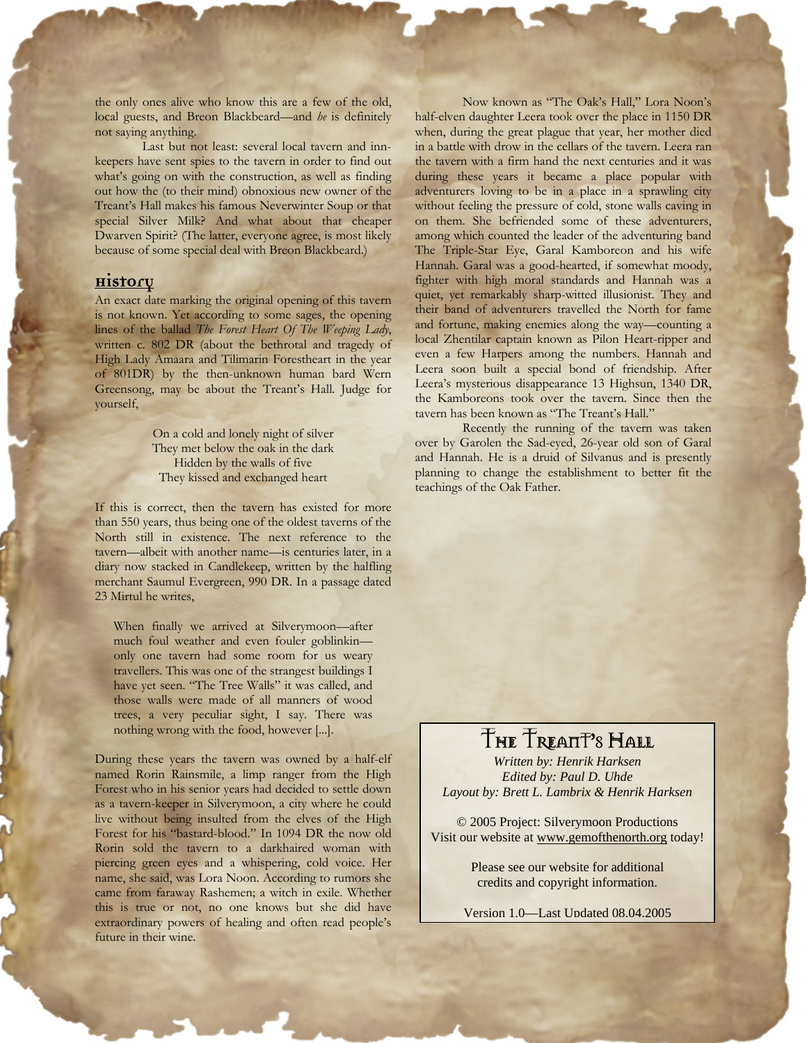the only ones alive who know this are a few of the old, local guests, and Breon Blackbeard—and *he* is definitely not saying anything.

Last but not least: several local tavern and innkeepers have sent spies to the tavern in order to find out what's going on with the construction, as well as finding out how the (to their mind) obnoxious new owner of the Treant's Hall makes his famous Neverwinter Soup or that special Silver Milk? And what about that cheaper Dwarven Spirit? (The latter, everyone agree, is most likely because of some special deal with Breon Blackbeard.)

## History

An exact date marking the original opening of this tavern is not known. Yet according to some sages, the opening lines of the ballad *The Forest Heart Of The Weeping Lady*, written c. 802 DR (about the bethrotal and tragedy of High Lady Amaara and Tilimarin Forestheart in the year of 801DR) by the then-unknown human bard Wern Greensong, may be about the Treant's Hall. Judge for yourself,

> On a cold and lonely night of silver
> They met below the oak in the dark
> Hidden by the walls of five
> They kissed and exchanged heart

If this is correct, then the tavern has existed for more than 550 years, thus being one of the oldest taverns of the North still in existence. The next reference to the tavern—albeit with another name—is centuries later, in a diary now stacked in Candlekeep, written by the halfling merchant Saumul Evergreen, 990 DR. In a passage dated 23 Mirtul he writes,

> When finally we arrived at Silverymoon—after much foul weather and even fouler goblinkin—only one tavern had some room for us weary travellers. This was one of the strangest buildings I have yet seen. "The Tree Walls" it was called, and those walls were made of all manners of wood trees, a very peculiar sight, I say. There was nothing wrong with the food, however [...].

During these years the tavern was owned by a half-elf named Rorin Rainsmile, a limp ranger from the High Forest who in his senior years had decided to settle down as a tavern-keeper in Silverymoon, a city where he could live without being insulted from the elves of the High Forest for his "bastard-blood." In 1094 DR the now old Rorin sold the tavern to a darkhaired woman with piercing green eyes and a whispering, cold voice. Her name, she said, was Lora Noon. According to rumors she came from faraway Rashemen; a witch in exile. Whether this is true or not, no one knows but she did have extraordinary powers of healing and often read people's future in their wine.

Now known as "The Oak's Hall," Lora Noon's half-elven daughter Leera took over the place in 1150 DR when, during the great plague that year, her mother died in a battle with drow in the cellars of the tavern. Leera ran the tavern with a firm hand the next centuries and it was during these years it became a place popular with adventurers loving to be in a place in a sprawling city without feeling the pressure of cold, stone walls caving in on them. She befriended some of these adventurers, among which counted the leader of the adventuring band The Triple-Star Eye, Garal Kamboreon and his wife Hannah. Garal was a good-hearted, if somewhat moody, fighter with high moral standards and Hannah was a quiet, yet remarkably sharp-witted illusionist. They and their band of adventurers travelled the North for fame and fortune, making enemies along the way—counting a local Zhentilar captain known as Pilon Heart-ripper and even a few Harpers among the numbers. Hannah and Leera soon built a special bond of friendship. After Leera's mysterious disappearance 13 Highsun, 1340 DR, the Kamboreons took over the tavern. Since then the tavern has been known as "The Treant's Hall."

Recently the running of the tavern was taken over by Garolen the Sad-eyed, 26-year old son of Garal and Hannah. He is a druid of Silvanus and is presently planning to change the establishment to better fit the teachings of the Oak Father.

---

**The Treant's Hall**

*Written by: Henrik Harksen*
*Edited by: Paul D. Uhde*
*Layout by: Brett L. Lambrix & Henrik Harksen*

© 2005 Project: Silverymoon Productions
Visit our website at www.gemofthenorth.org today!

Please see our website for additional credits and copyright information.

Version 1.0—Last Updated 08.04.2005